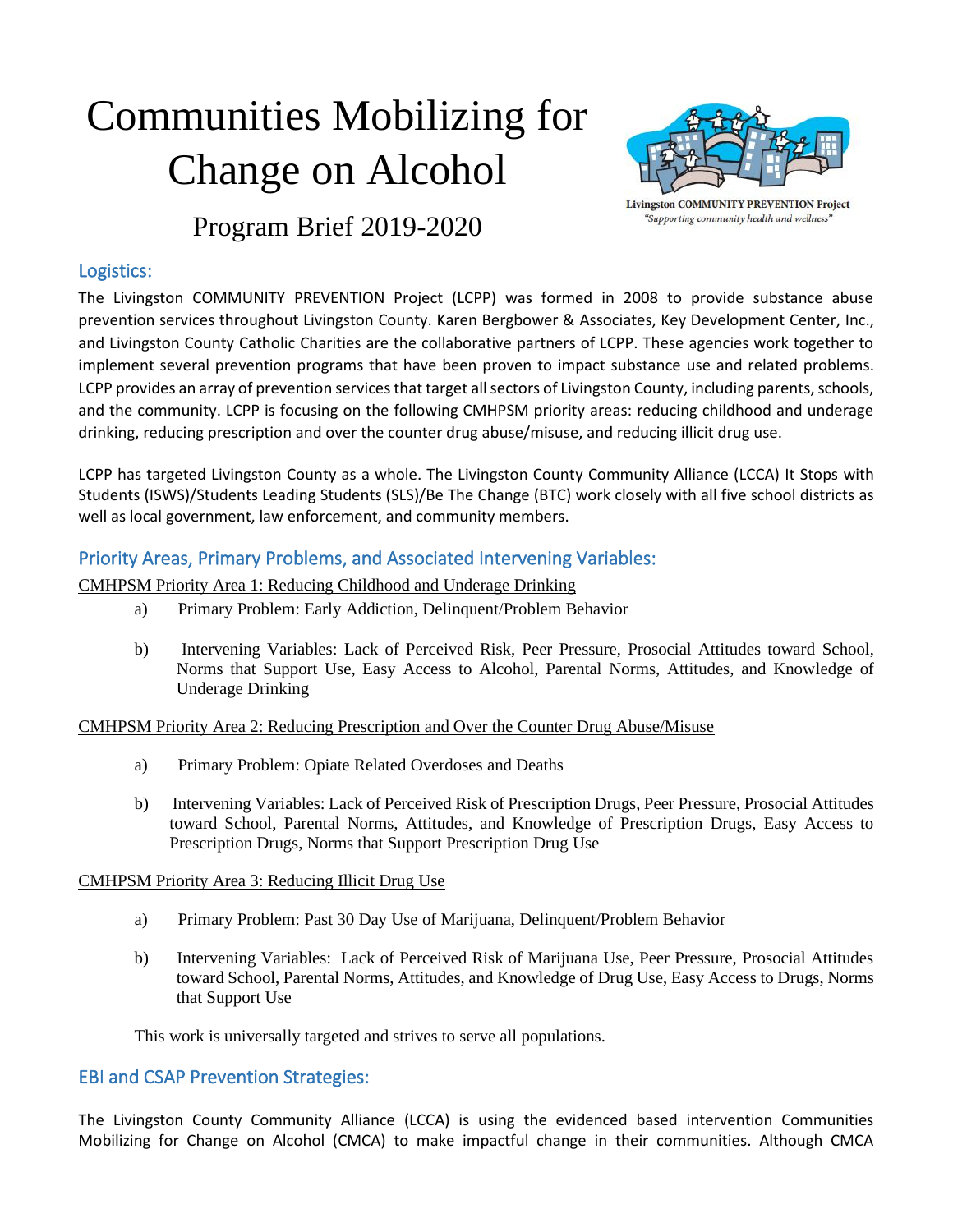# Communities Mobilizing for Change on Alcohol

Livingston COMMUNITY PREVENTION Project
*"Supporting community health and wellness"*

## Program Brief 2019-2020

### Logistics:

The Livingston COMMUNITY PREVENTION Project (LCPP) was formed in 2008 to provide substance abuse prevention services throughout Livingston County. Karen Bergbower & Associates, Key Development Center, Inc., and Livingston County Catholic Charities are the collaborative partners of LCPP. These agencies work together to implement several prevention programs that have been proven to impact substance use and related problems. LCPP provides an array of prevention services that target all sectors of Livingston County, including parents, schools, and the community. LCPP is focusing on the following CMHPSM priority areas: reducing childhood and underage drinking, reducing prescription and over the counter drug abuse/misuse, and reducing illicit drug use.

LCPP has targeted Livingston County as a whole. The Livingston County Community Alliance (LCCA) It Stops with Students (ISWS)/Students Leading Students (SLS)/Be The Change (BTC) work closely with all five school districts as well as local government, law enforcement, and community members.

### Priority Areas, Primary Problems, and Associated Intervening Variables:

<u>CMHPSM Priority Area 1: Reducing Childhood and Underage Drinking</u>

a) Primary Problem: Early Addiction, Delinquent/Problem Behavior

b) Intervening Variables: Lack of Perceived Risk, Peer Pressure, Prosocial Attitudes toward School, Norms that Support Use, Easy Access to Alcohol, Parental Norms, Attitudes, and Knowledge of Underage Drinking

<u>CMHPSM Priority Area 2: Reducing Prescription and Over the Counter Drug Abuse/Misuse</u>

a) Primary Problem: Opiate Related Overdoses and Deaths

b) Intervening Variables: Lack of Perceived Risk of Prescription Drugs, Peer Pressure, Prosocial Attitudes toward School, Parental Norms, Attitudes, and Knowledge of Prescription Drugs, Easy Access to Prescription Drugs, Norms that Support Prescription Drug Use

<u>CMHPSM Priority Area 3: Reducing Illicit Drug Use</u>

a) Primary Problem: Past 30 Day Use of Marijuana, Delinquent/Problem Behavior

b) Intervening Variables: Lack of Perceived Risk of Marijuana Use, Peer Pressure, Prosocial Attitudes toward School, Parental Norms, Attitudes, and Knowledge of Drug Use, Easy Access to Drugs, Norms that Support Use

This work is universally targeted and strives to serve all populations.

### EBI and CSAP Prevention Strategies:

The Livingston County Community Alliance (LCCA) is using the evidenced based intervention Communities Mobilizing for Change on Alcohol (CMCA) to make impactful change in their communities. Although CMCA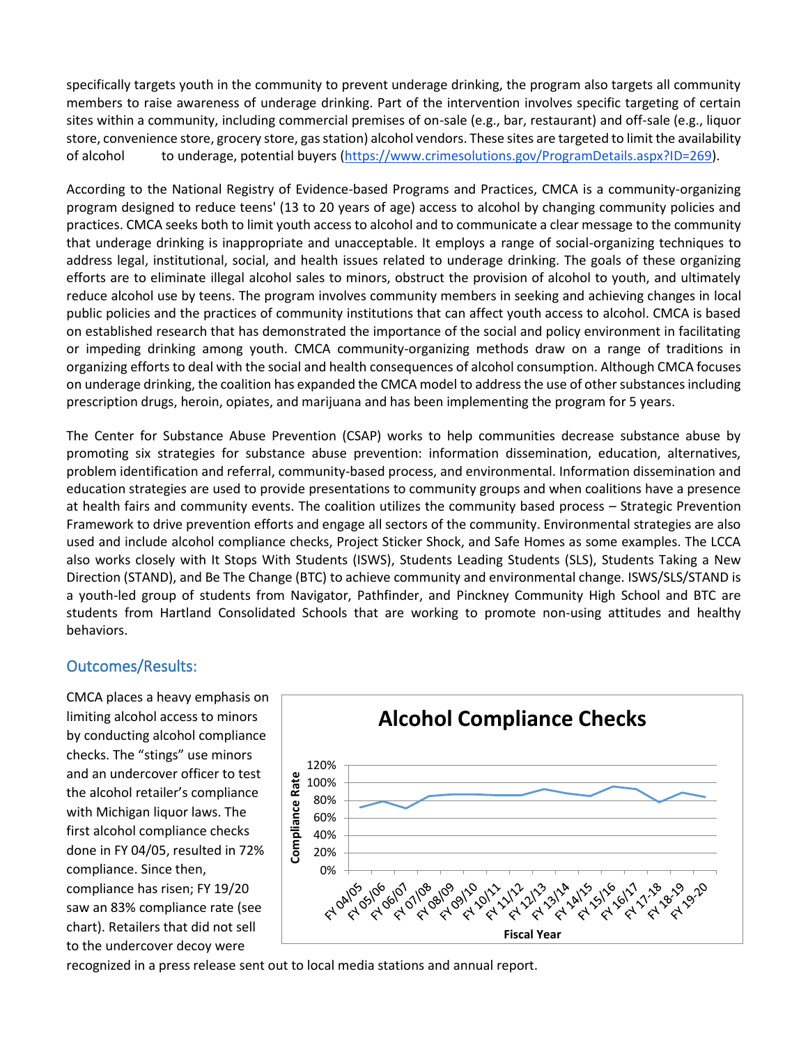specifically targets youth in the community to prevent underage drinking, the program also targets all community members to raise awareness of underage drinking. Part of the intervention involves specific targeting of certain sites within a community, including commercial premises of on-sale (e.g., bar, restaurant) and off-sale (e.g., liquor store, convenience store, grocery store, gas station) alcohol vendors. These sites are targeted to limit the availability of alcohol to underage, potential buyers (https://www.crimesolutions.gov/ProgramDetails.aspx?ID=269).

According to the National Registry of Evidence-based Programs and Practices, CMCA is a community-organizing program designed to reduce teens' (13 to 20 years of age) access to alcohol by changing community policies and practices. CMCA seeks both to limit youth access to alcohol and to communicate a clear message to the community that underage drinking is inappropriate and unacceptable. It employs a range of social-organizing techniques to address legal, institutional, social, and health issues related to underage drinking. The goals of these organizing efforts are to eliminate illegal alcohol sales to minors, obstruct the provision of alcohol to youth, and ultimately reduce alcohol use by teens. The program involves community members in seeking and achieving changes in local public policies and the practices of community institutions that can affect youth access to alcohol. CMCA is based on established research that has demonstrated the importance of the social and policy environment in facilitating or impeding drinking among youth. CMCA community-organizing methods draw on a range of traditions in organizing efforts to deal with the social and health consequences of alcohol consumption. Although CMCA focuses on underage drinking, the coalition has expanded the CMCA model to address the use of other substances including prescription drugs, heroin, opiates, and marijuana and has been implementing the program for 5 years.

The Center for Substance Abuse Prevention (CSAP) works to help communities decrease substance abuse by promoting six strategies for substance abuse prevention: information dissemination, education, alternatives, problem identification and referral, community-based process, and environmental. Information dissemination and education strategies are used to provide presentations to community groups and when coalitions have a presence at health fairs and community events. The coalition utilizes the community based process – Strategic Prevention Framework to drive prevention efforts and engage all sectors of the community. Environmental strategies are also used and include alcohol compliance checks, Project Sticker Shock, and Safe Homes as some examples. The LCCA also works closely with It Stops With Students (ISWS), Students Leading Students (SLS), Students Taking a New Direction (STAND), and Be The Change (BTC) to achieve community and environmental change. ISWS/SLS/STAND is a youth-led group of students from Navigator, Pathfinder, and Pinckney Community High School and BTC are students from Hartland Consolidated Schools that are working to promote non-using attitudes and healthy behaviors.

## Outcomes/Results:

CMCA places a heavy emphasis on limiting alcohol access to minors by conducting alcohol compliance checks. The "stings" use minors and an undercover officer to test the alcohol retailer's compliance with Michigan liquor laws. The first alcohol compliance checks done in FY 04/05, resulted in 72% compliance. Since then, compliance has risen; FY 19/20 saw an 83% compliance rate (see chart). Retailers that did not sell to the undercover decoy were recognized in a press release sent out to local media stations and annual report.

**Alcohol Compliance Checks**

(Chart: Compliance Rate by Fiscal Year, FY 04/05 through FY 19-20; y-axis 0%–120%)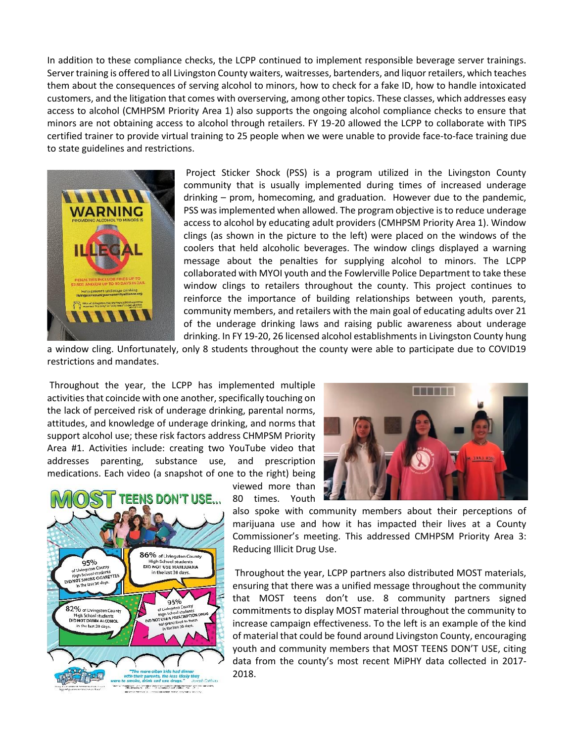In addition to these compliance checks, the LCPP continued to implement responsible beverage server trainings. Server training is offered to all Livingston County waiters, waitresses, bartenders, and liquor retailers, which teaches them about the consequences of serving alcohol to minors, how to check for a fake ID, how to handle intoxicated customers, and the litigation that comes with overserving, among other topics. These classes, which addresses easy access to alcohol (CMHPSM Priority Area 1) also supports the ongoing alcohol compliance checks to ensure that minors are not obtaining access to alcohol through retailers. FY 19-20 allowed the LCPP to collaborate with TIPS certified trainer to provide virtual training to 25 people when we were unable to provide face-to-face training due to state guidelines and restrictions.

Project Sticker Shock (PSS) is a program utilized in the Livingston County community that is usually implemented during times of increased underage drinking – prom, homecoming, and graduation. However due to the pandemic, PSS was implemented when allowed. The program objective is to reduce underage access to alcohol by educating adult providers (CMHPSM Priority Area 1). Window clings (as shown in the picture to the left) were placed on the windows of the coolers that held alcoholic beverages. The window clings displayed a warning message about the penalties for supplying alcohol to minors. The LCPP collaborated with MYOI youth and the Fowlerville Police Department to take these window clings to retailers throughout the county. This project continues to reinforce the importance of building relationships between youth, parents, community members, and retailers with the main goal of educating adults over 21 of the underage drinking laws and raising public awareness about underage drinking. In FY 19-20, 26 licensed alcohol establishments in Livingston County hung a window cling. Unfortunately, only 8 students throughout the county were able to participate due to COVID19 restrictions and mandates.

Throughout the year, the LCPP has implemented multiple activities that coincide with one another, specifically touching on the lack of perceived risk of underage drinking, parental norms, attitudes, and knowledge of underage drinking, and norms that support alcohol use; these risk factors address CHMPSM Priority Area #1. Activities include: creating two YouTube video that addresses parenting, substance use, and prescription medications. Each video (a snapshot of one to the right) being viewed more than 80 times. Youth also spoke with community members about their perceptions of marijuana use and how it has impacted their lives at a County Commissioner's meeting. This addressed CMHPSM Priority Area 3: Reducing Illicit Drug Use.

Throughout the year, LCPP partners also distributed MOST materials, ensuring that there was a unified message throughout the community that MOST teens don't use. 8 community partners signed commitments to display MOST material throughout the community to increase campaign effectiveness. To the left is an example of the kind of material that could be found around Livingston County, encouraging youth and community members that MOST TEENS DON'T USE, citing data from the county's most recent MiPHY data collected in 2017-2018.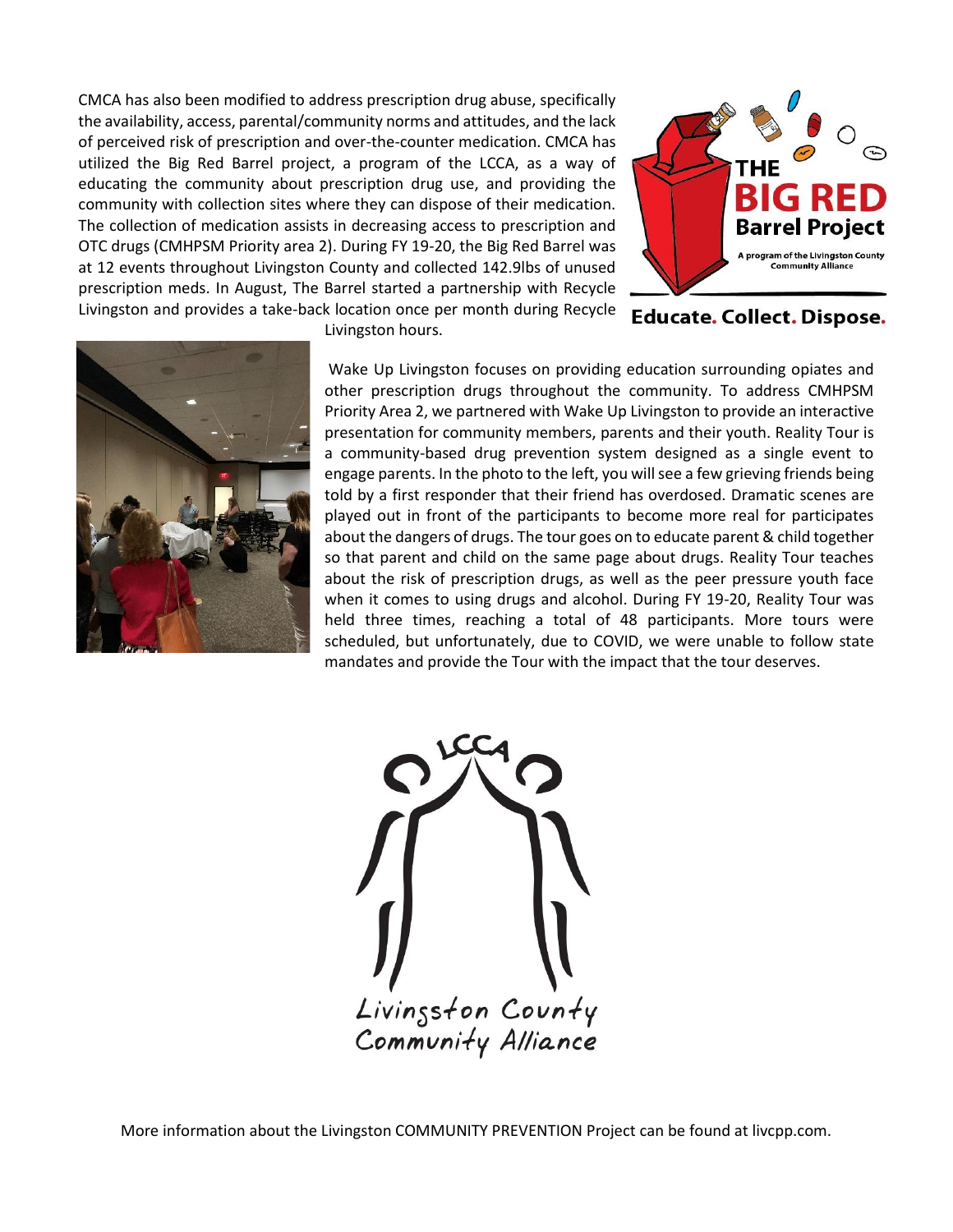CMCA has also been modified to address prescription drug abuse, specifically the availability, access, parental/community norms and attitudes, and the lack of perceived risk of prescription and over-the-counter medication. CMCA has utilized the Big Red Barrel project, a program of the LCCA, as a way of educating the community about prescription drug use, and providing the community with collection sites where they can dispose of their medication. The collection of medication assists in decreasing access to prescription and OTC drugs (CMHPSM Priority area 2). During FY 19-20, the Big Red Barrel was at 12 events throughout Livingston County and collected 142.9lbs of unused prescription meds. In August, The Barrel started a partnership with Recycle Livingston and provides a take-back location once per month during Recycle Livingston hours.

THE BIG RED Barrel Project

A program of the Livingston County Community Alliance

Educate. Collect. Dispose.

Wake Up Livingston focuses on providing education surrounding opiates and other prescription drugs throughout the community. To address CMHPSM Priority Area 2, we partnered with Wake Up Livingston to provide an interactive presentation for community members, parents and their youth. Reality Tour is a community-based drug prevention system designed as a single event to engage parents. In the photo to the left, you will see a few grieving friends being told by a first responder that their friend has overdosed. Dramatic scenes are played out in front of the participants to become more real for participates about the dangers of drugs. The tour goes on to educate parent & child together so that parent and child on the same page about drugs. Reality Tour teaches about the risk of prescription drugs, as well as the peer pressure youth face when it comes to using drugs and alcohol. During FY 19-20, Reality Tour was held three times, reaching a total of 48 participants. More tours were scheduled, but unfortunately, due to COVID, we were unable to follow state mandates and provide the Tour with the impact that the tour deserves.

LCCA

Livingston County Community Alliance

More information about the Livingston COMMUNITY PREVENTION Project can be found at livcpp.com.